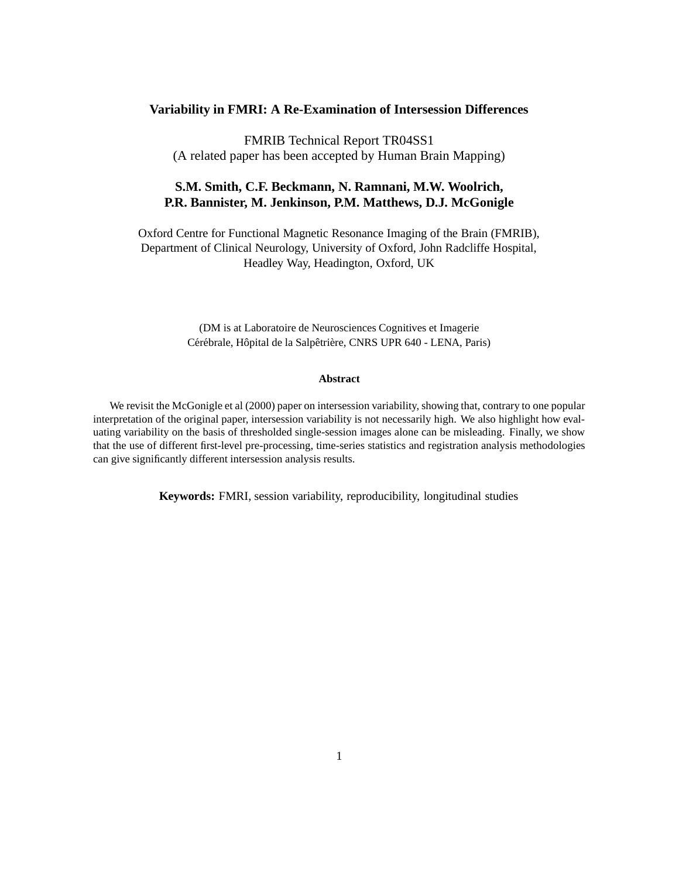# Variability in FMRI: A Re-Examination of Intersession Differences

FMRIB Technical Report TR04SS1
(A related paper has been accepted by Human Brain Mapping)

**S.M. Smith, C.F. Beckmann, N. Ramnani, M.W. Woolrich, P.R. Bannister, M. Jenkinson, P.M. Matthews, D.J. McGonigle**

Oxford Centre for Functional Magnetic Resonance Imaging of the Brain (FMRIB), Department of Clinical Neurology, University of Oxford, John Radcliffe Hospital, Headley Way, Headington, Oxford, UK

(DM is at Laboratoire de Neurosciences Cognitives et Imagerie Cérébrale, Hôpital de la Salpêtrière, CNRS UPR 640 - LENA, Paris)

## Abstract

We revisit the McGonigle et al (2000) paper on intersession variability, showing that, contrary to one popular interpretation of the original paper, intersession variability is not necessarily high. We also highlight how evaluating variability on the basis of thresholded single-session images alone can be misleading. Finally, we show that the use of different first-level pre-processing, time-series statistics and registration analysis methodologies can give significantly different intersession analysis results.

**Keywords:** FMRI, session variability, reproducibility, longitudinal studies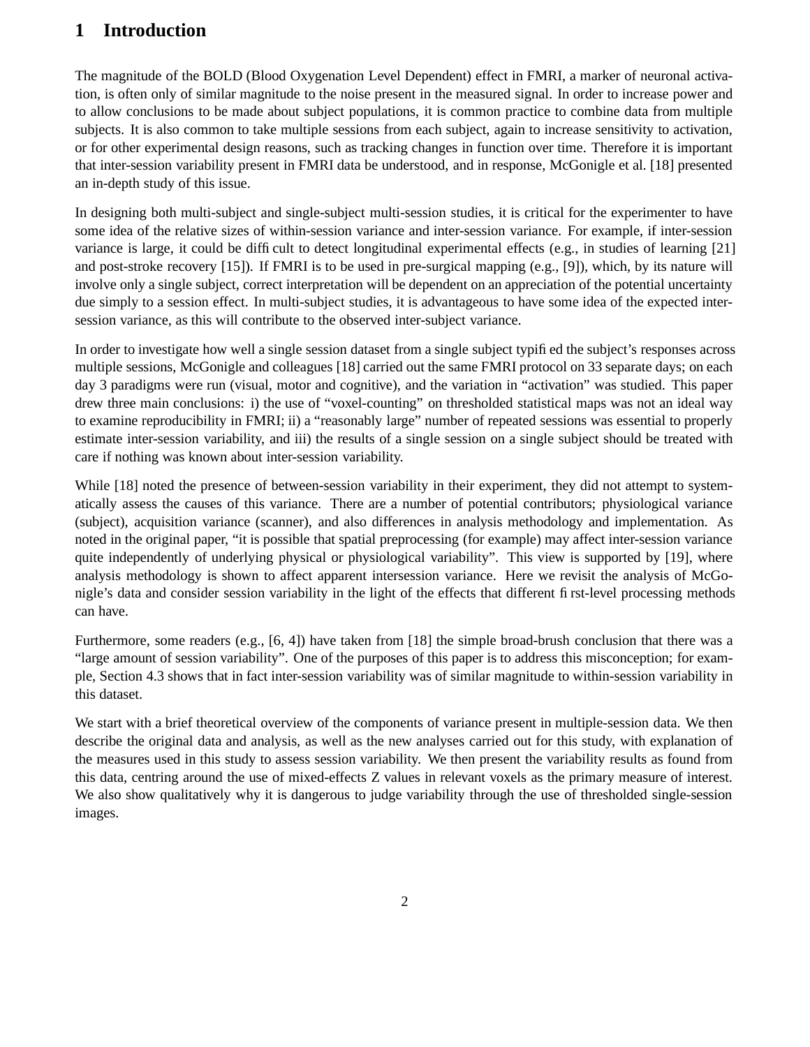# 1 Introduction

The magnitude of the BOLD (Blood Oxygenation Level Dependent) effect in FMRI, a marker of neuronal activation, is often only of similar magnitude to the noise present in the measured signal. In order to increase power and to allow conclusions to be made about subject populations, it is common practice to combine data from multiple subjects. It is also common to take multiple sessions from each subject, again to increase sensitivity to activation, or for other experimental design reasons, such as tracking changes in function over time. Therefore it is important that inter-session variability present in FMRI data be understood, and in response, McGonigle et al. [18] presented an in-depth study of this issue.

In designing both multi-subject and single-subject multi-session studies, it is critical for the experimenter to have some idea of the relative sizes of within-session variance and inter-session variance. For example, if inter-session variance is large, it could be difficult to detect longitudinal experimental effects (e.g., in studies of learning [21] and post-stroke recovery [15]). If FMRI is to be used in pre-surgical mapping (e.g., [9]), which, by its nature will involve only a single subject, correct interpretation will be dependent on an appreciation of the potential uncertainty due simply to a session effect. In multi-subject studies, it is advantageous to have some idea of the expected inter-session variance, as this will contribute to the observed inter-subject variance.

In order to investigate how well a single session dataset from a single subject typified the subject's responses across multiple sessions, McGonigle and colleagues [18] carried out the same FMRI protocol on 33 separate days; on each day 3 paradigms were run (visual, motor and cognitive), and the variation in "activation" was studied. This paper drew three main conclusions: i) the use of "voxel-counting" on thresholded statistical maps was not an ideal way to examine reproducibility in FMRI; ii) a "reasonably large" number of repeated sessions was essential to properly estimate inter-session variability, and iii) the results of a single session on a single subject should be treated with care if nothing was known about inter-session variability.

While [18] noted the presence of between-session variability in their experiment, they did not attempt to systematically assess the causes of this variance. There are a number of potential contributors; physiological variance (subject), acquisition variance (scanner), and also differences in analysis methodology and implementation. As noted in the original paper, "it is possible that spatial preprocessing (for example) may affect inter-session variance quite independently of underlying physical or physiological variability". This view is supported by [19], where analysis methodology is shown to affect apparent intersession variance. Here we revisit the analysis of McGonigle's data and consider session variability in the light of the effects that different first-level processing methods can have.

Furthermore, some readers (e.g., [6, 4]) have taken from [18] the simple broad-brush conclusion that there was a "large amount of session variability". One of the purposes of this paper is to address this misconception; for example, Section 4.3 shows that in fact inter-session variability was of similar magnitude to within-session variability in this dataset.

We start with a brief theoretical overview of the components of variance present in multiple-session data. We then describe the original data and analysis, as well as the new analyses carried out for this study, with explanation of the measures used in this study to assess session variability. We then present the variability results as found from this data, centring around the use of mixed-effects Z values in relevant voxels as the primary measure of interest. We also show qualitatively why it is dangerous to judge variability through the use of thresholded single-session images.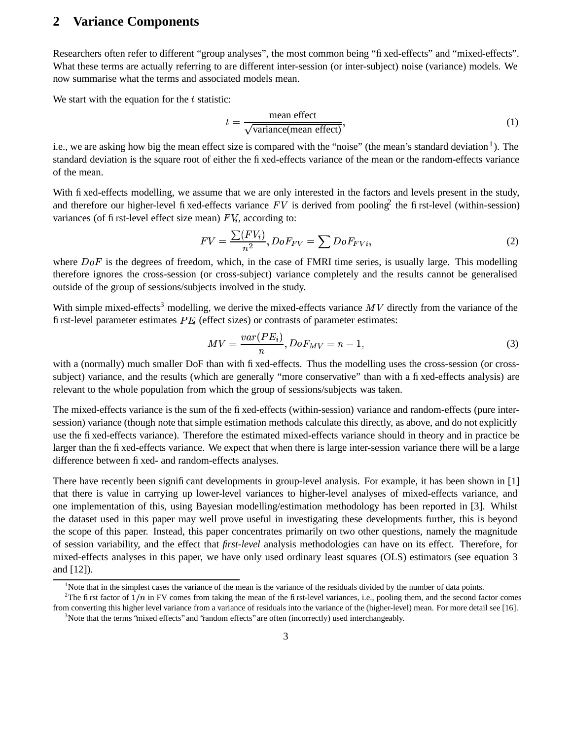## 2 Variance Components

Researchers often refer to different "group analyses", the most common being "fixed-effects" and "mixed-effects". What these terms are actually referring to are different inter-session (or inter-subject) noise (variance) models. We now summarise what the terms and associated models mean.

We start with the equation for the $t$ statistic:

$$t = \frac{\text{mean effect}}{\sqrt{\text{variance(mean effect)}}}, \tag{1}$$

i.e., we are asking how big the mean effect size is compared with the "noise" (the mean's standard deviation[1]). The standard deviation is the square root of either the fixed-effects variance of the mean or the random-effects variance of the mean.

With fixed-effects modelling, we assume that we are only interested in the factors and levels present in the study, and therefore our higher-level fixed-effects variance $FV$ is derived from pooling[2] the first-level (within-session) variances (of first-level effect size mean) $FV_i$, according to:

$$FV = \frac{\sum(FV_i)}{n^2}, DoF_{FV} = \sum DoF_{FVi}, \tag{2}$$

where $DoF$ is the degrees of freedom, which, in the case of FMRI time series, is usually large. This modelling therefore ignores the cross-session (or cross-subject) variance completely and the results cannot be generalised outside of the group of sessions/subjects involved in the study.

With simple mixed-effects[3] modelling, we derive the mixed-effects variance $MV$ directly from the variance of the first-level parameter estimates $PE_i$ (effect sizes) or contrasts of parameter estimates:

$$MV = \frac{var(PE_i)}{n}, DoF_{MV} = n - 1, \tag{3}$$

with a (normally) much smaller DoF than with fixed-effects. Thus the modelling uses the cross-session (or cross-subject) variance, and the results (which are generally "more conservative" than with a fixed-effects analysis) are relevant to the whole population from which the group of sessions/subjects was taken.

The mixed-effects variance is the sum of the fixed-effects (within-session) variance and random-effects (pure inter-session) variance (though note that simple estimation methods calculate this directly, as above, and do not explicitly use the fixed-effects variance). Therefore the estimated mixed-effects variance should in theory and in practice be larger than the fixed-effects variance. We expect that when there is large inter-session variance there will be a large difference between fixed- and random-effects analyses.

There have recently been significant developments in group-level analysis. For example, it has been shown in [1] that there is value in carrying up lower-level variances to higher-level analyses of mixed-effects variance, and one implementation of this, using Bayesian modelling/estimation methodology has been reported in [3]. Whilst the dataset used in this paper may well prove useful in investigating these developments further, this is beyond the scope of this paper. Instead, this paper concentrates primarily on two other questions, namely the magnitude of session variability, and the effect that *first-level* analysis methodologies can have on its effect. Therefore, for mixed-effects analyses in this paper, we have only used ordinary least squares (OLS) estimators (see equation 3 and [12]).

[1] Note that in the simplest cases the variance of the mean is the variance of the residuals divided by the number of data points.

[2] The first factor of $1/n$ in FV comes from taking the mean of the first-level variances, i.e., pooling them, and the second factor comes from converting this higher level variance from a variance of residuals into the variance of the (higher-level) mean. For more detail see [16].

[3] Note that the terms "mixed effects" and "random effects" are often (incorrectly) used interchangeably.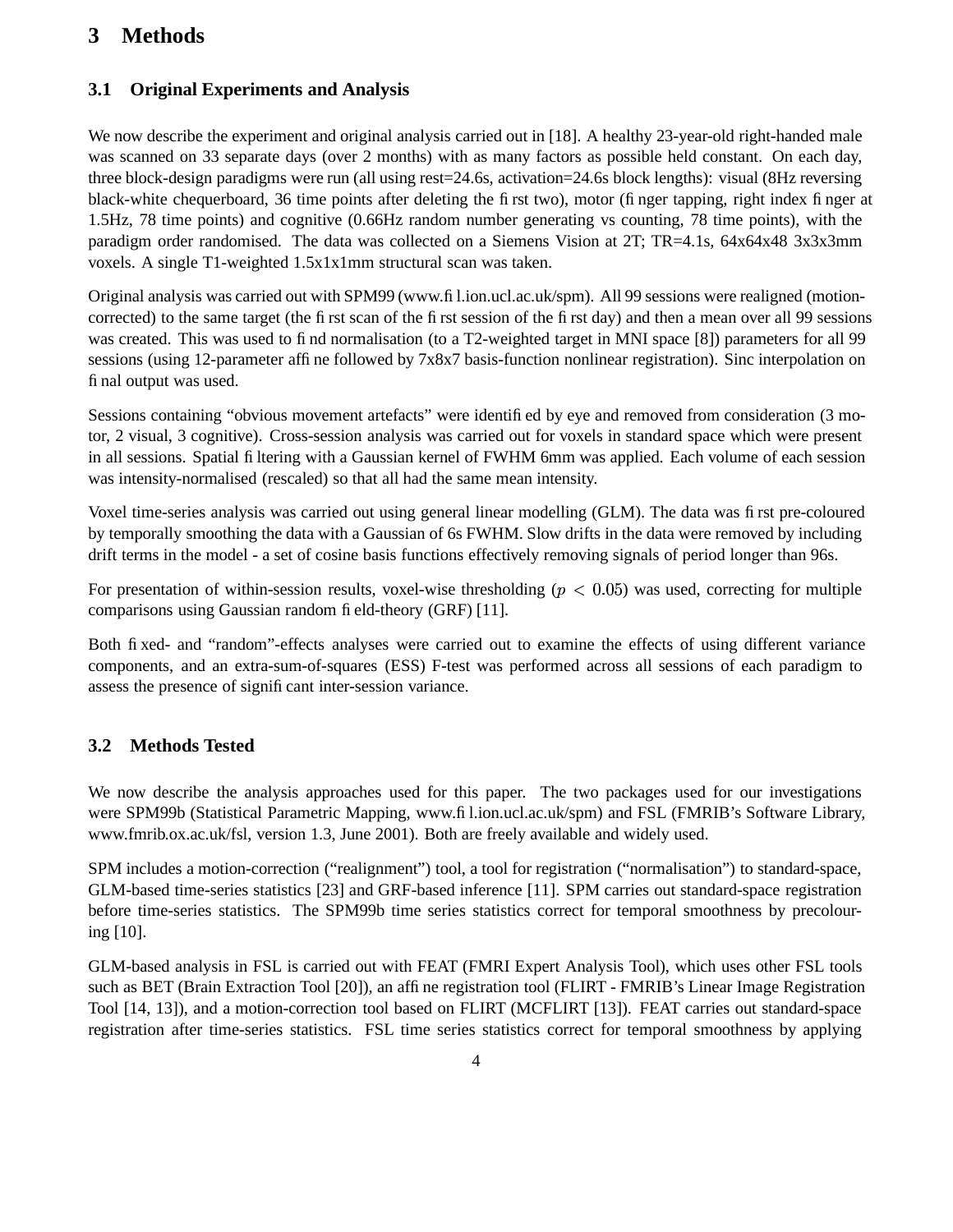## 3 Methods

### 3.1 Original Experiments and Analysis

We now describe the experiment and original analysis carried out in [18]. A healthy 23-year-old right-handed male was scanned on 33 separate days (over 2 months) with as many factors as possible held constant. On each day, three block-design paradigms were run (all using rest=24.6s, activation=24.6s block lengths): visual (8Hz reversing black-white chequerboard, 36 time points after deleting the first two), motor (finger tapping, right index finger at 1.5Hz, 78 time points) and cognitive (0.66Hz random number generating vs counting, 78 time points), with the paradigm order randomised. The data was collected on a Siemens Vision at 2T; TR=4.1s, 64x64x48 3x3x3mm voxels. A single T1-weighted 1.5x1x1mm structural scan was taken.

Original analysis was carried out with SPM99 (www.fil.ion.ucl.ac.uk/spm). All 99 sessions were realigned (motion-corrected) to the same target (the first scan of the first session of the first day) and then a mean over all 99 sessions was created. This was used to find normalisation (to a T2-weighted target in MNI space [8]) parameters for all 99 sessions (using 12-parameter affine followed by 7x8x7 basis-function nonlinear registration). Sinc interpolation on final output was used.

Sessions containing "obvious movement artefacts" were identified by eye and removed from consideration (3 motor, 2 visual, 3 cognitive). Cross-session analysis was carried out for voxels in standard space which were present in all sessions. Spatial filtering with a Gaussian kernel of FWHM 6mm was applied. Each volume of each session was intensity-normalised (rescaled) so that all had the same mean intensity.

Voxel time-series analysis was carried out using general linear modelling (GLM). The data was first pre-coloured by temporally smoothing the data with a Gaussian of 6s FWHM. Slow drifts in the data were removed by including drift terms in the model - a set of cosine basis functions effectively removing signals of period longer than 96s.

For presentation of within-session results, voxel-wise thresholding ($p < 0.05$) was used, correcting for multiple comparisons using Gaussian random field-theory (GRF) [11].

Both fixed- and "random"-effects analyses were carried out to examine the effects of using different variance components, and an extra-sum-of-squares (ESS) F-test was performed across all sessions of each paradigm to assess the presence of significant inter-session variance.

### 3.2 Methods Tested

We now describe the analysis approaches used for this paper. The two packages used for our investigations were SPM99b (Statistical Parametric Mapping, www.fil.ion.ucl.ac.uk/spm) and FSL (FMRIB's Software Library, www.fmrib.ox.ac.uk/fsl, version 1.3, June 2001). Both are freely available and widely used.

SPM includes a motion-correction ("realignment") tool, a tool for registration ("normalisation") to standard-space, GLM-based time-series statistics [23] and GRF-based inference [11]. SPM carries out standard-space registration before time-series statistics. The SPM99b time series statistics correct for temporal smoothness by precolouring [10].

GLM-based analysis in FSL is carried out with FEAT (FMRI Expert Analysis Tool), which uses other FSL tools such as BET (Brain Extraction Tool [20]), an affine registration tool (FLIRT - FMRIB's Linear Image Registration Tool [14, 13]), and a motion-correction tool based on FLIRT (MCFLIRT [13]). FEAT carries out standard-space registration after time-series statistics. FSL time series statistics correct for temporal smoothness by applying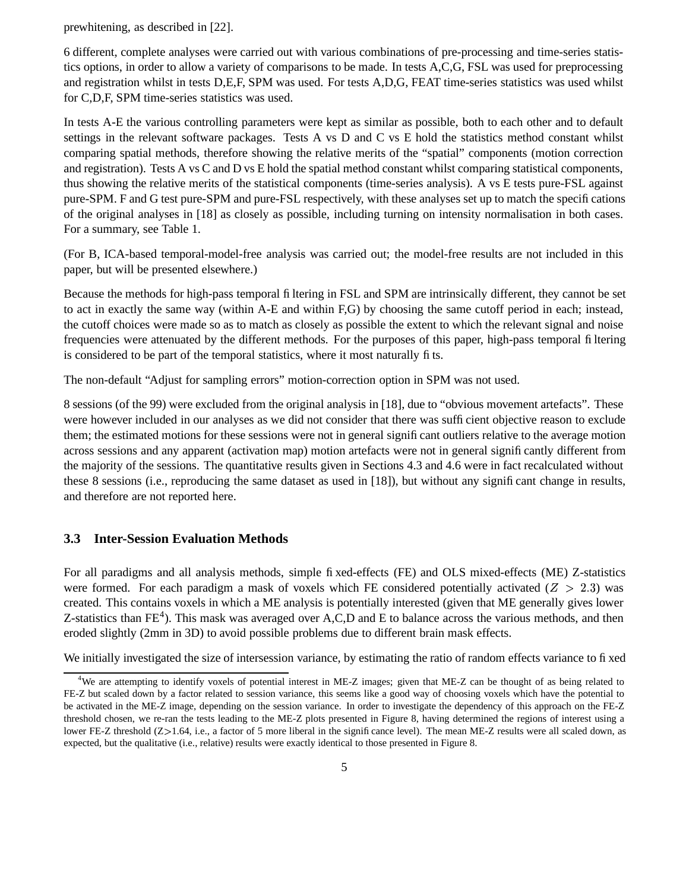prewhitening, as described in [22].

6 different, complete analyses were carried out with various combinations of pre-processing and time-series statistics options, in order to allow a variety of comparisons to be made. In tests A,C,G, FSL was used for preprocessing and registration whilst in tests D,E,F, SPM was used. For tests A,D,G, FEAT time-series statistics was used whilst for C,D,F, SPM time-series statistics was used.

In tests A-E the various controlling parameters were kept as similar as possible, both to each other and to default settings in the relevant software packages. Tests A vs D and C vs E hold the statistics method constant whilst comparing spatial methods, therefore showing the relative merits of the "spatial" components (motion correction and registration). Tests A vs C and D vs E hold the spatial method constant whilst comparing statistical components, thus showing the relative merits of the statistical components (time-series analysis). A vs E tests pure-FSL against pure-SPM. F and G test pure-SPM and pure-FSL respectively, with these analyses set up to match the specifications of the original analyses in [18] as closely as possible, including turning on intensity normalisation in both cases. For a summary, see Table 1.

(For B, ICA-based temporal-model-free analysis was carried out; the model-free results are not included in this paper, but will be presented elsewhere.)

Because the methods for high-pass temporal filtering in FSL and SPM are intrinsically different, they cannot be set to act in exactly the same way (within A-E and within F,G) by choosing the same cutoff period in each; instead, the cutoff choices were made so as to match as closely as possible the extent to which the relevant signal and noise frequencies were attenuated by the different methods. For the purposes of this paper, high-pass temporal filtering is considered to be part of the temporal statistics, where it most naturally fits.

The non-default "Adjust for sampling errors" motion-correction option in SPM was not used.

8 sessions (of the 99) were excluded from the original analysis in [18], due to "obvious movement artefacts". These were however included in our analyses as we did not consider that there was sufficient objective reason to exclude them; the estimated motions for these sessions were not in general significant outliers relative to the average motion across sessions and any apparent (activation map) motion artefacts were not in general significantly different from the majority of the sessions. The quantitative results given in Sections 4.3 and 4.6 were in fact recalculated without these 8 sessions (i.e., reproducing the same dataset as used in [18]), but without any significant change in results, and therefore are not reported here.

### 3.3 Inter-Session Evaluation Methods

For all paradigms and all analysis methods, simple fixed-effects (FE) and OLS mixed-effects (ME) Z-statistics were formed. For each paradigm a mask of voxels which FE considered potentially activated ($Z > 2.3$) was created. This contains voxels in which a ME analysis is potentially interested (given that ME generally gives lower Z-statistics than FE[4]). This mask was averaged over A,C,D and E to balance across the various methods, and then eroded slightly (2mm in 3D) to avoid possible problems due to different brain mask effects.

We initially investigated the size of intersession variance, by estimating the ratio of random effects variance to fixed

[4] We are attempting to identify voxels of potential interest in ME-Z images; given that ME-Z can be thought of as being related to FE-Z but scaled down by a factor related to session variance, this seems like a good way of choosing voxels which have the potential to be activated in the ME-Z image, depending on the session variance. In order to investigate the dependency of this approach on the FE-Z threshold chosen, we re-ran the tests leading to the ME-Z plots presented in Figure 8, having determined the regions of interest using a lower FE-Z threshold (Z>1.64, i.e., a factor of 5 more liberal in the significance level). The mean ME-Z results were all scaled down, as expected, but the qualitative (i.e., relative) results were exactly identical to those presented in Figure 8.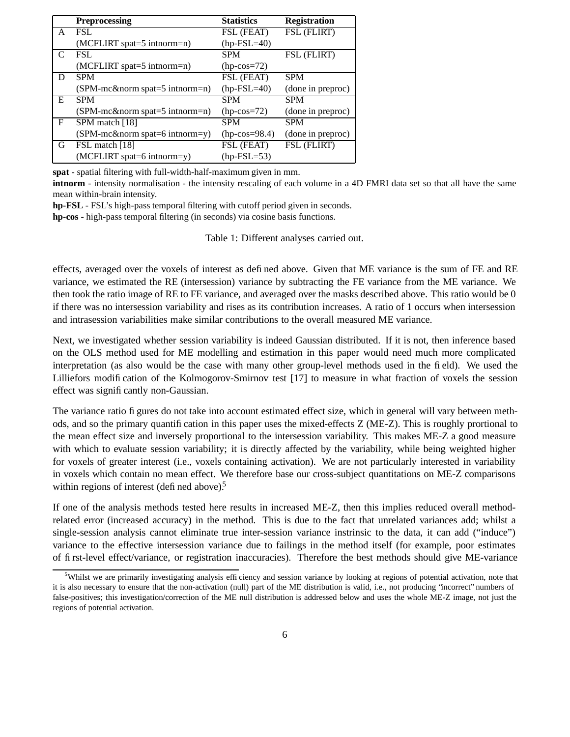| | Preprocessing | Statistics | Registration |
|---|---|---|---|
| A | FSL (MCFLIRT spat=5 intnorm=n) | FSL (FEAT) (hp-FSL=40) | FSL (FLIRT) |
| C | FSL (MCFLIRT spat=5 intnorm=n) | SPM (hp-cos=72) | FSL (FLIRT) |
| D | SPM (SPM-mc&norm spat=5 intnorm=n) | FSL (FEAT) (hp-FSL=40) | SPM (done in preproc) |
| E | SPM (SPM-mc&norm spat=5 intnorm=n) | SPM (hp-cos=72) | SPM (done in preproc) |
| F | SPM match [18] (SPM-mc&norm spat=6 intnorm=y) | SPM (hp-cos=98.4) | SPM (done in preproc) |
| G | FSL match [18] (MCFLIRT spat=6 intnorm=y) | FSL (FEAT) (hp-FSL=53) | FSL (FLIRT) |

**spat** - spatial filtering with full-width-half-maximum given in mm.
**intnorm** - intensity normalisation - the intensity rescaling of each volume in a 4D FMRI data set so that all have the same mean within-brain intensity.
**hp-FSL** - FSL's high-pass temporal filtering with cutoff period given in seconds.
**hp-cos** - high-pass temporal filtering (in seconds) via cosine basis functions.

Table 1: Different analyses carried out.

effects, averaged over the voxels of interest as defined above. Given that ME variance is the sum of FE and RE variance, we estimated the RE (intersession) variance by subtracting the FE variance from the ME variance. We then took the ratio image of RE to FE variance, and averaged over the masks described above. This ratio would be 0 if there was no intersession variability and rises as its contribution increases. A ratio of 1 occurs when intersession and intrasession variabilities make similar contributions to the overall measured ME variance.

Next, we investigated whether session variability is indeed Gaussian distributed. If it is not, then inference based on the OLS method used for ME modelling and estimation in this paper would need much more complicated interpretation (as also would be the case with many other group-level methods used in the field). We used the Lilliefors modification of the Kolmogorov-Smirnov test [17] to measure in what fraction of voxels the session effect was significantly non-Gaussian.

The variance ratio figures do not take into account estimated effect size, which in general will vary between methods, and so the primary quantification in this paper uses the mixed-effects Z (ME-Z). This is roughly prortional to the mean effect size and inversely proportional to the intersession variability. This makes ME-Z a good measure with which to evaluate session variability; it is directly affected by the variability, while being weighted higher for voxels of greater interest (i.e., voxels containing activation). We are not particularly interested in variability in voxels which contain no mean effect. We therefore base our cross-subject quantitations on ME-Z comparisons within regions of interest (defined above).[5]

If one of the analysis methods tested here results in increased ME-Z, then this implies reduced overall method-related error (increased accuracy) in the method. This is due to the fact that unrelated variances add; whilst a single-session analysis cannot eliminate true inter-session variance instrinsic to the data, it can add ("induce") variance to the effective intersession variance due to failings in the method itself (for example, poor estimates of first-level effect/variance, or registration inaccuracies). Therefore the best methods should give ME-variance

[5] Whilst we are primarily investigating analysis efficiency and session variance by looking at regions of potential activation, note that it is also necessary to ensure that the non-activation (null) part of the ME distribution is valid, i.e., not producing "incorrect" numbers of false-positives; this investigation/correction of the ME null distribution is addressed below and uses the whole ME-Z image, not just the regions of potential activation.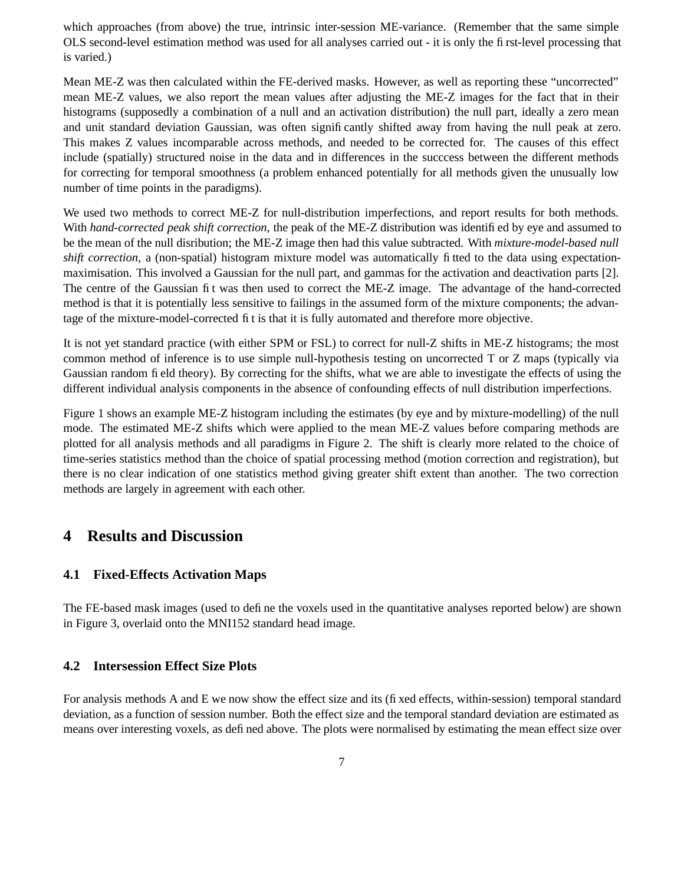which approaches (from above) the true, intrinsic inter-session ME-variance. (Remember that the same simple OLS second-level estimation method was used for all analyses carried out - it is only the first-level processing that is varied.)

Mean ME-Z was then calculated within the FE-derived masks. However, as well as reporting these "uncorrected" mean ME-Z values, we also report the mean values after adjusting the ME-Z images for the fact that in their histograms (supposedly a combination of a null and an activation distribution) the null part, ideally a zero mean and unit standard deviation Gaussian, was often significantly shifted away from having the null peak at zero. This makes Z values incomparable across methods, and needed to be corrected for. The causes of this effect include (spatially) structured noise in the data and in differences in the succcess between the different methods for correcting for temporal smoothness (a problem enhanced potentially for all methods given the unusually low number of time points in the paradigms).

We used two methods to correct ME-Z for null-distribution imperfections, and report results for both methods. With *hand-corrected peak shift correction*, the peak of the ME-Z distribution was identified by eye and assumed to be the mean of the null disribution; the ME-Z image then had this value subtracted. With *mixture-model-based null shift correction*, a (non-spatial) histogram mixture model was automatically fitted to the data using expectation-maximisation. This involved a Gaussian for the null part, and gammas for the activation and deactivation parts [2]. The centre of the Gaussian fit was then used to correct the ME-Z image. The advantage of the hand-corrected method is that it is potentially less sensitive to failings in the assumed form of the mixture components; the advantage of the mixture-model-corrected fit is that it is fully automated and therefore more objective.

It is not yet standard practice (with either SPM or FSL) to correct for null-Z shifts in ME-Z histograms; the most common method of inference is to use simple null-hypothesis testing on uncorrected T or Z maps (typically via Gaussian random field theory). By correcting for the shifts, what we are able to investigate the effects of using the different individual analysis components in the absence of confounding effects of null distribution imperfections.

Figure 1 shows an example ME-Z histogram including the estimates (by eye and by mixture-modelling) of the null mode. The estimated ME-Z shifts which were applied to the mean ME-Z values before comparing methods are plotted for all analysis methods and all paradigms in Figure 2. The shift is clearly more related to the choice of time-series statistics method than the choice of spatial processing method (motion correction and registration), but there is no clear indication of one statistics method giving greater shift extent than another. The two correction methods are largely in agreement with each other.

# 4 Results and Discussion

## 4.1 Fixed-Effects Activation Maps

The FE-based mask images (used to define the voxels used in the quantitative analyses reported below) are shown in Figure 3, overlaid onto the MNI152 standard head image.

## 4.2 Intersession Effect Size Plots

For analysis methods A and E we now show the effect size and its (fixed effects, within-session) temporal standard deviation, as a function of session number. Both the effect size and the temporal standard deviation are estimated as means over interesting voxels, as defined above. The plots were normalised by estimating the mean effect size over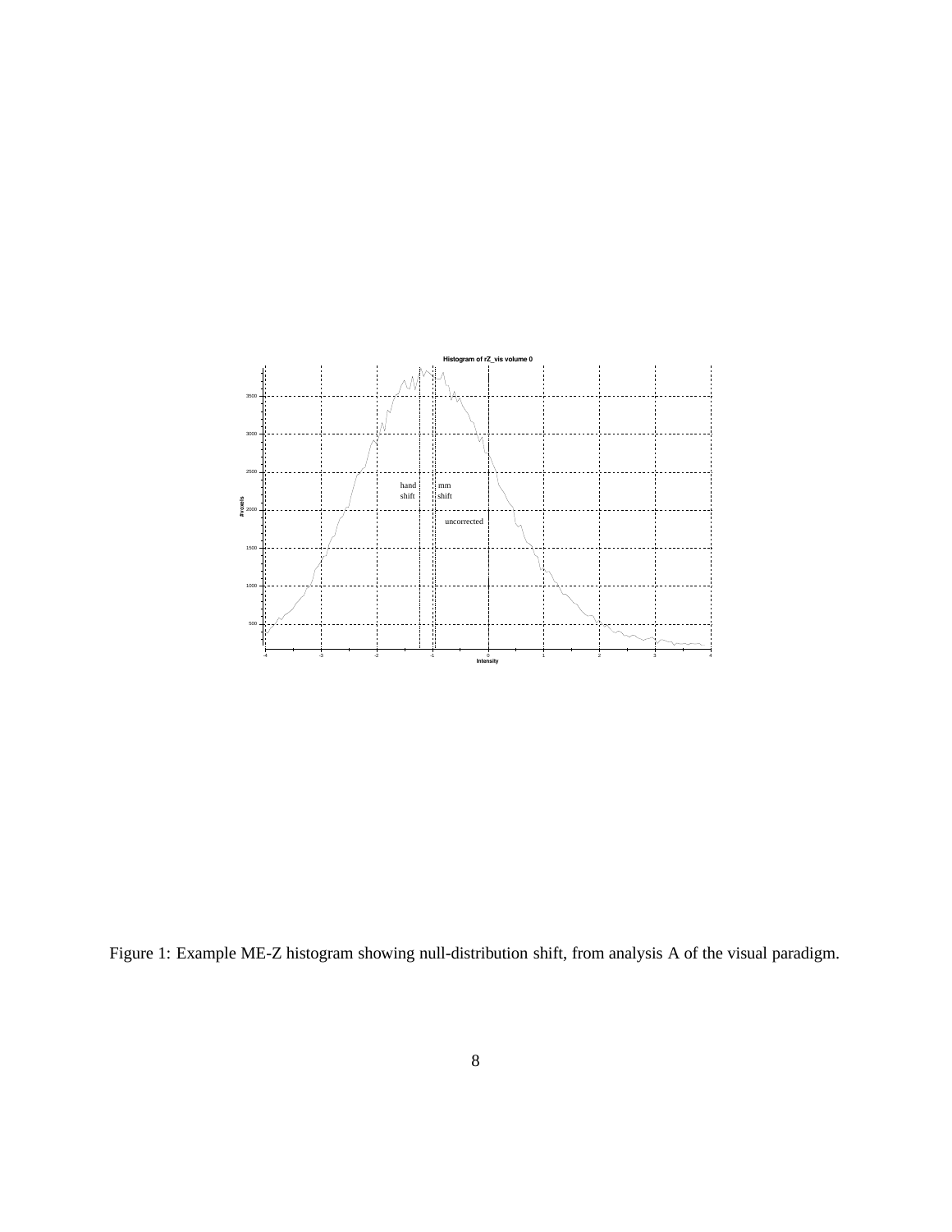Figure 1: Example ME-Z histogram showing null-distribution shift, from analysis A of the visual paradigm.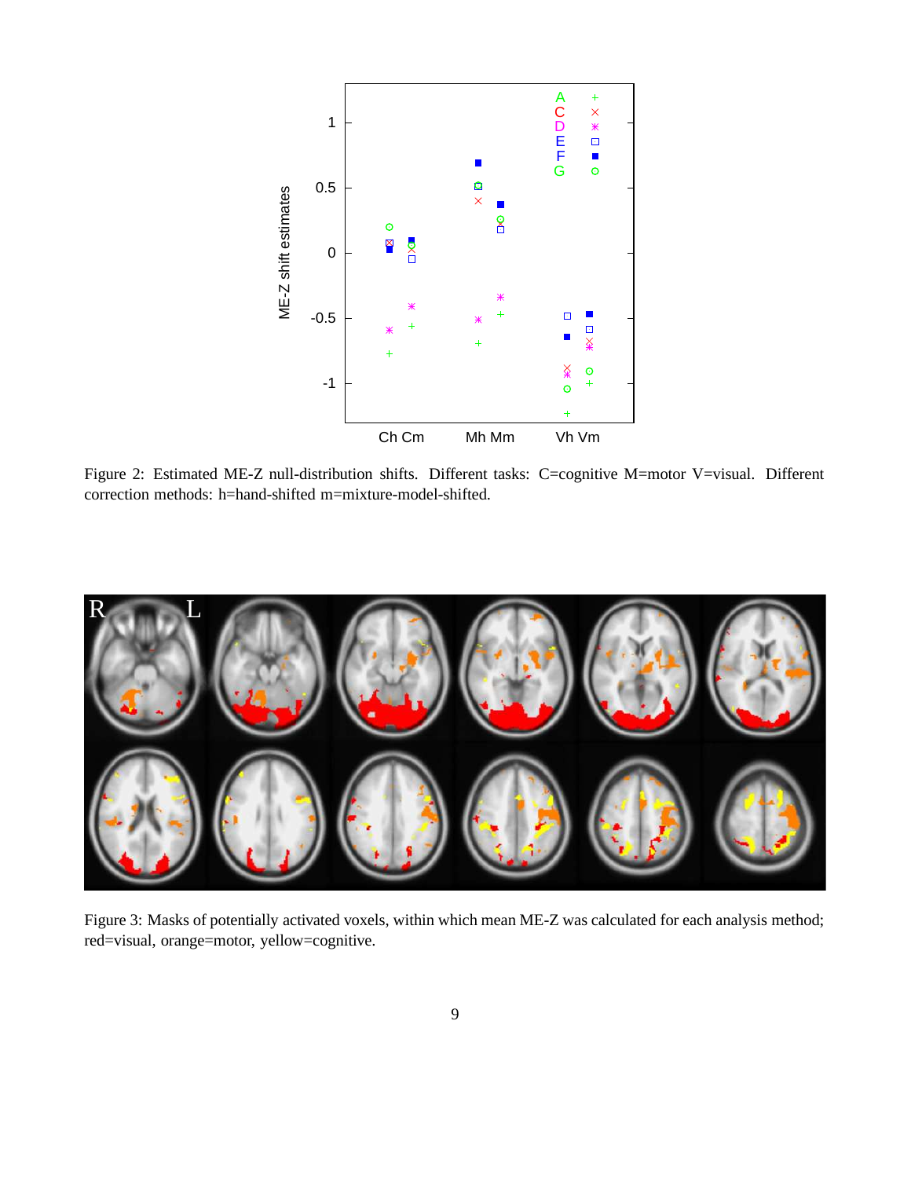Figure 2: Estimated ME-Z null-distribution shifts. Different tasks: C=cognitive M=motor V=visual. Different correction methods: h=hand-shifted m=mixture-model-shifted.

Figure 3: Masks of potentially activated voxels, within which mean ME-Z was calculated for each analysis method; red=visual, orange=motor, yellow=cognitive.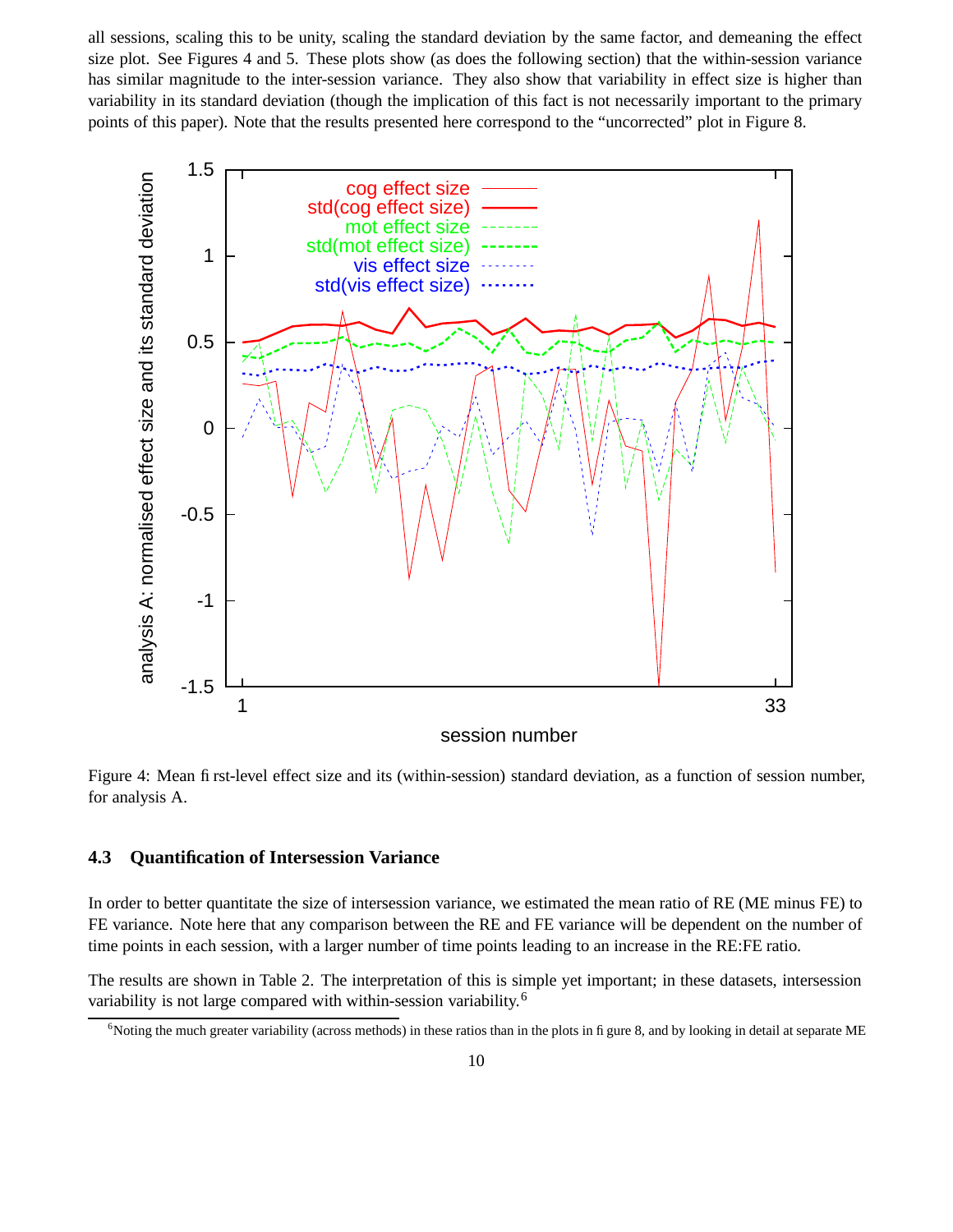all sessions, scaling this to be unity, scaling the standard deviation by the same factor, and demeaning the effect size plot. See Figures 4 and 5. These plots show (as does the following section) that the within-session variance has similar magnitude to the inter-session variance. They also show that variability in effect size is higher than variability in its standard deviation (though the implication of this fact is not necessarily important to the primary points of this paper). Note that the results presented here correspond to the "uncorrected" plot in Figure 8.

Figure 4: Mean first-level effect size and its (within-session) standard deviation, as a function of session number, for analysis A.

### 4.3 Quantification of Intersession Variance

In order to better quantitate the size of intersession variance, we estimated the mean ratio of RE (ME minus FE) to FE variance. Note here that any comparison between the RE and FE variance will be dependent on the number of time points in each session, with a larger number of time points leading to an increase in the RE:FE ratio.

The results are shown in Table 2. The interpretation of this is simple yet important; in these datasets, intersession variability is not large compared with within-session variability.[6]

[6] Noting the much greater variability (across methods) in these ratios than in the plots in figure 8, and by looking in detail at separate ME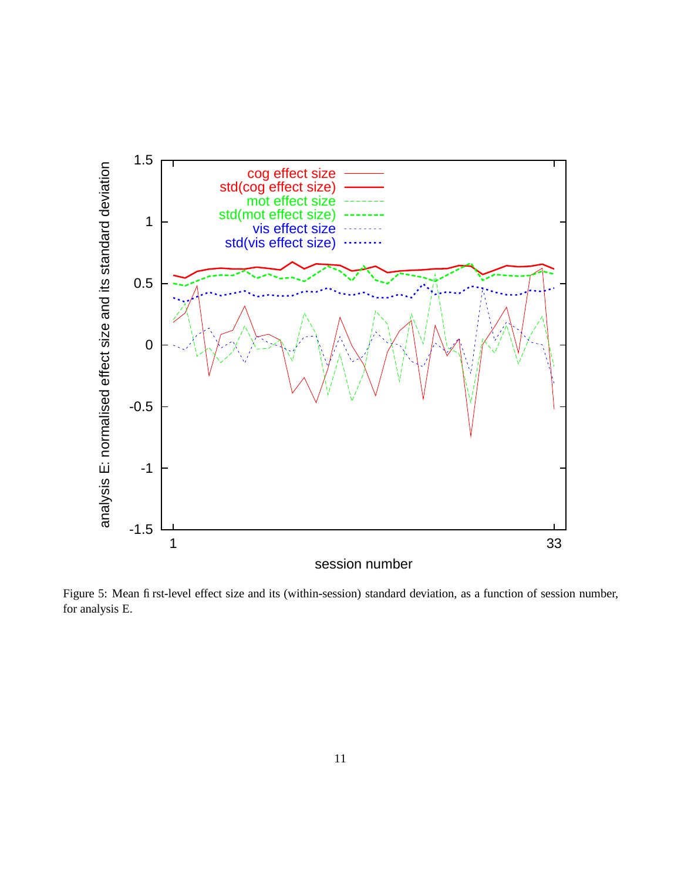Figure 5: Mean first-level effect size and its (within-session) standard deviation, as a function of session number, for analysis E.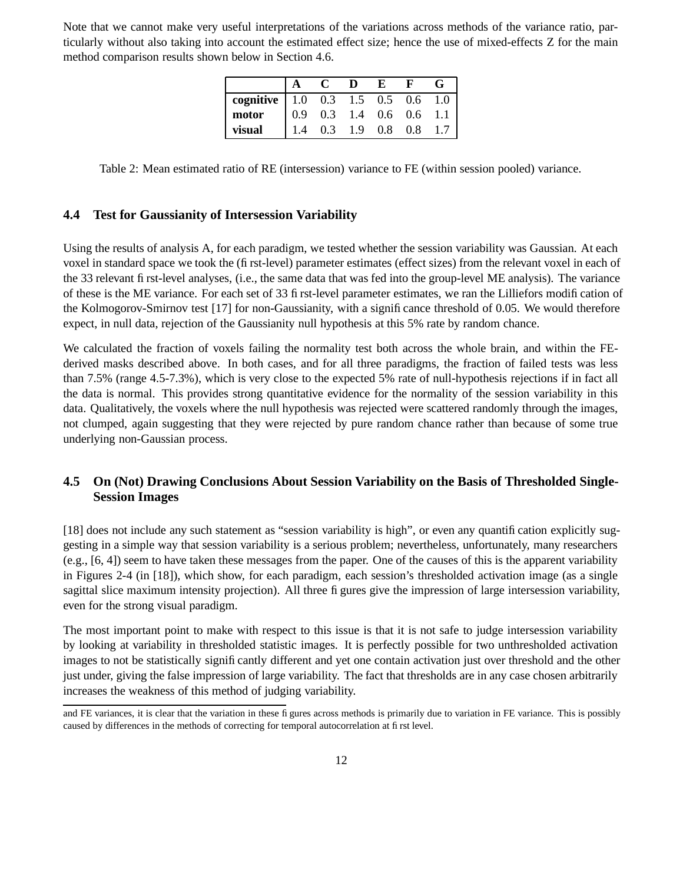Note that we cannot make very useful interpretations of the variations across methods of the variance ratio, particularly without also taking into account the estimated effect size; hence the use of mixed-effects Z for the main method comparison results shown below in Section 4.6.

| | A | C | D | E | F | G |
|---|---|---|---|---|---|---|
| **cognitive** | 1.0 | 0.3 | 1.5 | 0.5 | 0.6 | 1.0 |
| **motor** | 0.9 | 0.3 | 1.4 | 0.6 | 0.6 | 1.1 |
| **visual** | 1.4 | 0.3 | 1.9 | 0.8 | 0.8 | 1.7 |

Table 2: Mean estimated ratio of RE (intersession) variance to FE (within session pooled) variance.

### 4.4 Test for Gaussianity of Intersession Variability

Using the results of analysis A, for each paradigm, we tested whether the session variability was Gaussian. At each voxel in standard space we took the (first-level) parameter estimates (effect sizes) from the relevant voxel in each of the 33 relevant first-level analyses, (i.e., the same data that was fed into the group-level ME analysis). The variance of these is the ME variance. For each set of 33 first-level parameter estimates, we ran the Lilliefors modification of the Kolmogorov-Smirnov test [17] for non-Gaussianity, with a significance threshold of 0.05. We would therefore expect, in null data, rejection of the Gaussianity null hypothesis at this 5% rate by random chance.

We calculated the fraction of voxels failing the normality test both across the whole brain, and within the FE-derived masks described above. In both cases, and for all three paradigms, the fraction of failed tests was less than 7.5% (range 4.5-7.3%), which is very close to the expected 5% rate of null-hypothesis rejections if in fact all the data is normal. This provides strong quantitative evidence for the normality of the session variability in this data. Qualitatively, the voxels where the null hypothesis was rejected were scattered randomly through the images, not clumped, again suggesting that they were rejected by pure random chance rather than because of some true underlying non-Gaussian process.

### 4.5 On (Not) Drawing Conclusions About Session Variability on the Basis of Thresholded Single-Session Images

[18] does not include any such statement as “session variability is high”, or even any quantification explicitly suggesting in a simple way that session variability is a serious problem; nevertheless, unfortunately, many researchers (e.g., [6, 4]) seem to have taken these messages from the paper. One of the causes of this is the apparent variability in Figures 2-4 (in [18]), which show, for each paradigm, each session’s thresholded activation image (as a single sagittal slice maximum intensity projection). All three figures give the impression of large intersession variability, even for the strong visual paradigm.

The most important point to make with respect to this issue is that it is not safe to judge intersession variability by looking at variability in thresholded statistic images. It is perfectly possible for two unthresholded activation images to not be statistically significantly different and yet one contain activation just over threshold and the other just under, giving the false impression of large variability. The fact that thresholds are in any case chosen arbitrarily increases the weakness of this method of judging variability.

---

and FE variances, it is clear that the variation in these figures across methods is primarily due to variation in FE variance. This is possibly caused by differences in the methods of correcting for temporal autocorrelation at first level.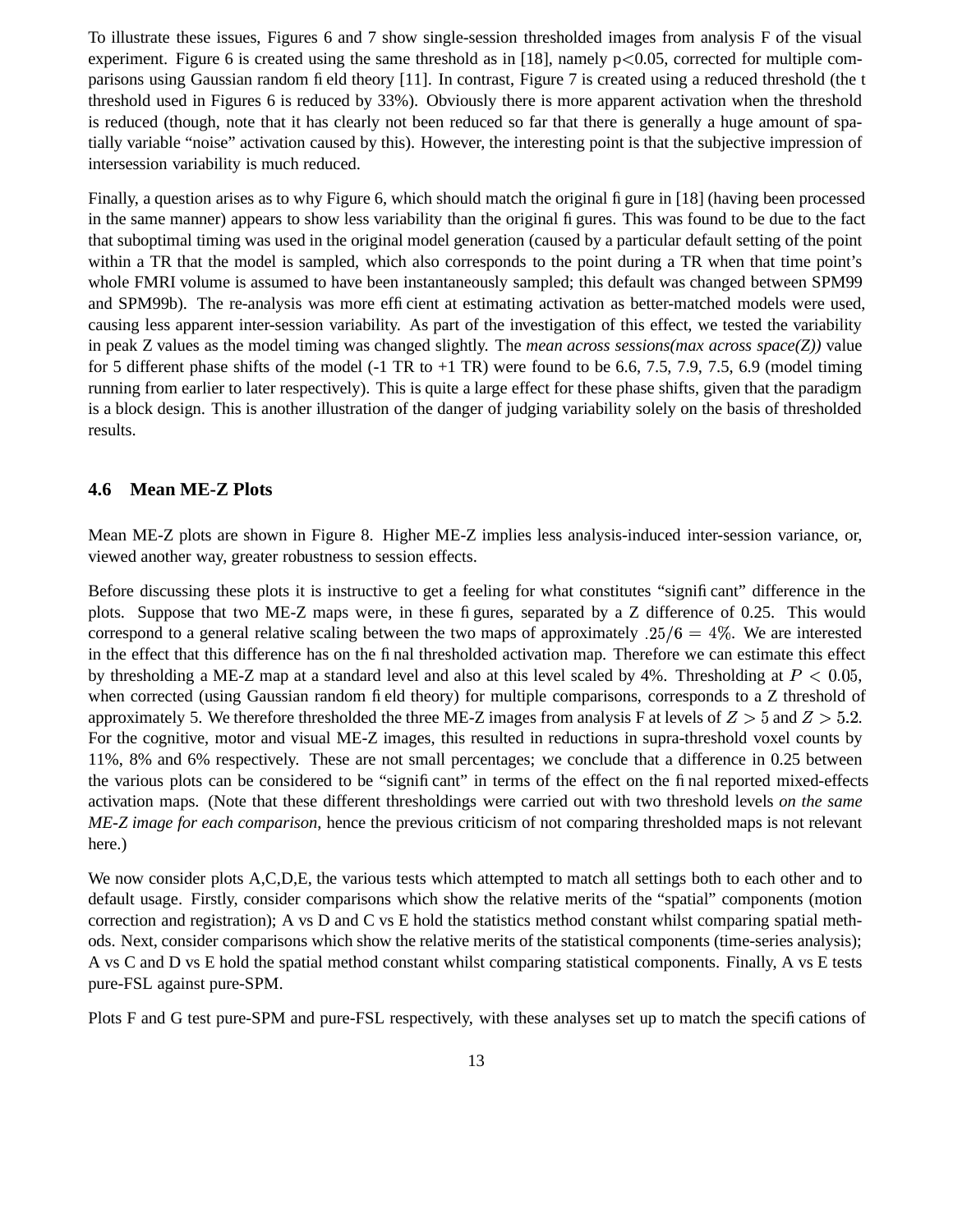To illustrate these issues, Figures 6 and 7 show single-session thresholded images from analysis F of the visual experiment. Figure 6 is created using the same threshold as in [18], namely $p<0.05$, corrected for multiple comparisons using Gaussian random field theory [11]. In contrast, Figure 7 is created using a reduced threshold (the t threshold used in Figures 6 is reduced by 33%). Obviously there is more apparent activation when the threshold is reduced (though, note that it has clearly not been reduced so far that there is generally a huge amount of spatially variable "noise" activation caused by this). However, the interesting point is that the subjective impression of intersession variability is much reduced.

Finally, a question arises as to why Figure 6, which should match the original figure in [18] (having been processed in the same manner) appears to show less variability than the original figures. This was found to be due to the fact that suboptimal timing was used in the original model generation (caused by a particular default setting of the point within a TR that the model is sampled, which also corresponds to the point during a TR when that time point's whole FMRI volume is assumed to have been instantaneously sampled; this default was changed between SPM99 and SPM99b). The re-analysis was more efficient at estimating activation as better-matched models were used, causing less apparent inter-session variability. As part of the investigation of this effect, we tested the variability in peak Z values as the model timing was changed slightly. The *mean across sessions(max across space(Z))* value for 5 different phase shifts of the model (-1 TR to +1 TR) were found to be 6.6, 7.5, 7.9, 7.5, 6.9 (model timing running from earlier to later respectively). This is quite a large effect for these phase shifts, given that the paradigm is a block design. This is another illustration of the danger of judging variability solely on the basis of thresholded results.

## 4.6 Mean ME-Z Plots

Mean ME-Z plots are shown in Figure 8. Higher ME-Z implies less analysis-induced inter-session variance, or, viewed another way, greater robustness to session effects.

Before discussing these plots it is instructive to get a feeling for what constitutes "significant" difference in the plots. Suppose that two ME-Z maps were, in these figures, separated by a Z difference of 0.25. This would correspond to a general relative scaling between the two maps of approximately $.25/6 = 4\%$. We are interested in the effect that this difference has on the final thresholded activation map. Therefore we can estimate this effect by thresholding a ME-Z map at a standard level and also at this level scaled by 4%. Thresholding at $P < 0.05$, when corrected (using Gaussian random field theory) for multiple comparisons, corresponds to a Z threshold of approximately 5. We therefore thresholded the three ME-Z images from analysis F at levels of $Z > 5$ and $Z > 5.2$. For the cognitive, motor and visual ME-Z images, this resulted in reductions in supra-threshold voxel counts by 11%, 8% and 6% respectively. These are not small percentages; we conclude that a difference in 0.25 between the various plots can be considered to be "significant" in terms of the effect on the final reported mixed-effects activation maps. (Note that these different thresholdings were carried out with two threshold levels *on the same ME-Z image for each comparison*, hence the previous criticism of not comparing thresholded maps is not relevant here.)

We now consider plots A,C,D,E, the various tests which attempted to match all settings both to each other and to default usage. Firstly, consider comparisons which show the relative merits of the "spatial" components (motion correction and registration); A vs D and C vs E hold the statistics method constant whilst comparing spatial methods. Next, consider comparisons which show the relative merits of the statistical components (time-series analysis); A vs C and D vs E hold the spatial method constant whilst comparing statistical components. Finally, A vs E tests pure-FSL against pure-SPM.

Plots F and G test pure-SPM and pure-FSL respectively, with these analyses set up to match the specifications of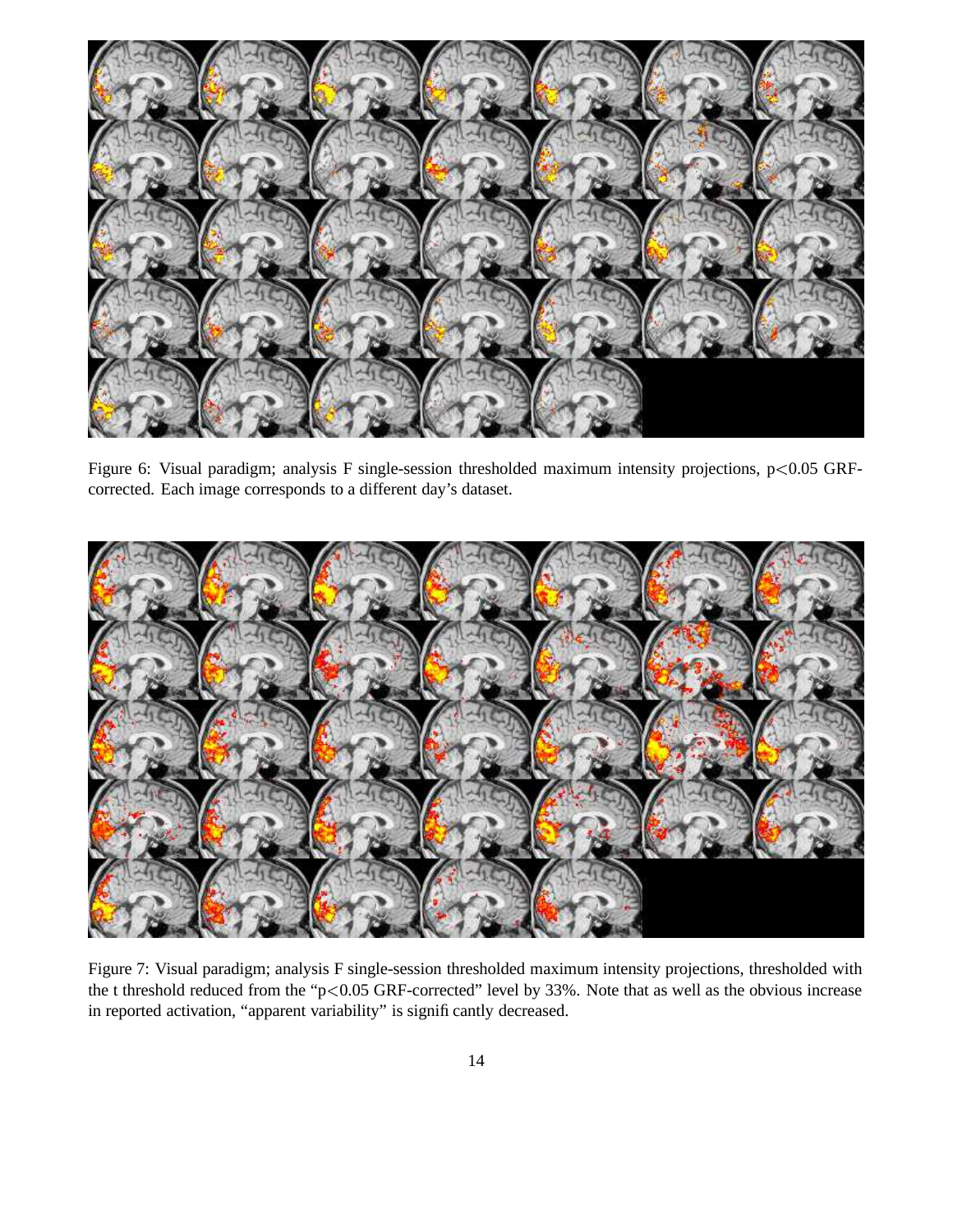Figure 6: Visual paradigm; analysis F single-session thresholded maximum intensity projections, $p<0.05$ GRF-corrected. Each image corresponds to a different day's dataset.

Figure 7: Visual paradigm; analysis F single-session thresholded maximum intensity projections, thresholded with the t threshold reduced from the "$p<0.05$ GRF-corrected" level by 33%. Note that as well as the obvious increase in reported activation, "apparent variability" is significantly decreased.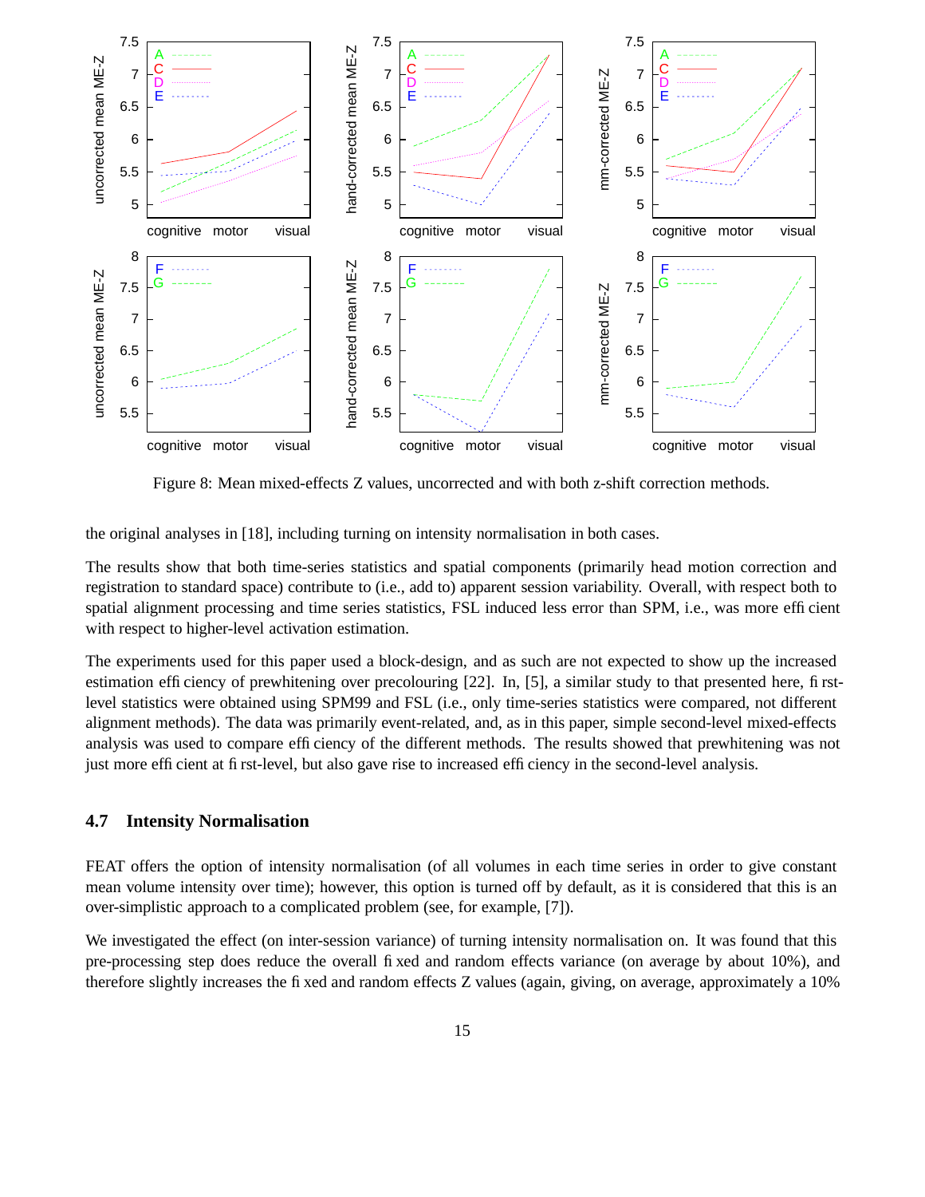Figure 8: Mean mixed-effects Z values, uncorrected and with both z-shift correction methods.

the original analyses in [18], including turning on intensity normalisation in both cases.

The results show that both time-series statistics and spatial components (primarily head motion correction and registration to standard space) contribute to (i.e., add to) apparent session variability. Overall, with respect both to spatial alignment processing and time series statistics, FSL induced less error than SPM, i.e., was more efficient with respect to higher-level activation estimation.

The experiments used for this paper used a block-design, and as such are not expected to show up the increased estimation efficiency of prewhitening over precolouring [22]. In, [5], a similar study to that presented here, first-level statistics were obtained using SPM99 and FSL (i.e., only time-series statistics were compared, not different alignment methods). The data was primarily event-related, and, as in this paper, simple second-level mixed-effects analysis was used to compare efficiency of the different methods. The results showed that prewhitening was not just more efficient at first-level, but also gave rise to increased efficiency in the second-level analysis.

### 4.7 Intensity Normalisation

FEAT offers the option of intensity normalisation (of all volumes in each time series in order to give constant mean volume intensity over time); however, this option is turned off by default, as it is considered that this is an over-simplistic approach to a complicated problem (see, for example, [7]).

We investigated the effect (on inter-session variance) of turning intensity normalisation on. It was found that this pre-processing step does reduce the overall fixed and random effects variance (on average by about 10%), and therefore slightly increases the fixed and random effects Z values (again, giving, on average, approximately a 10%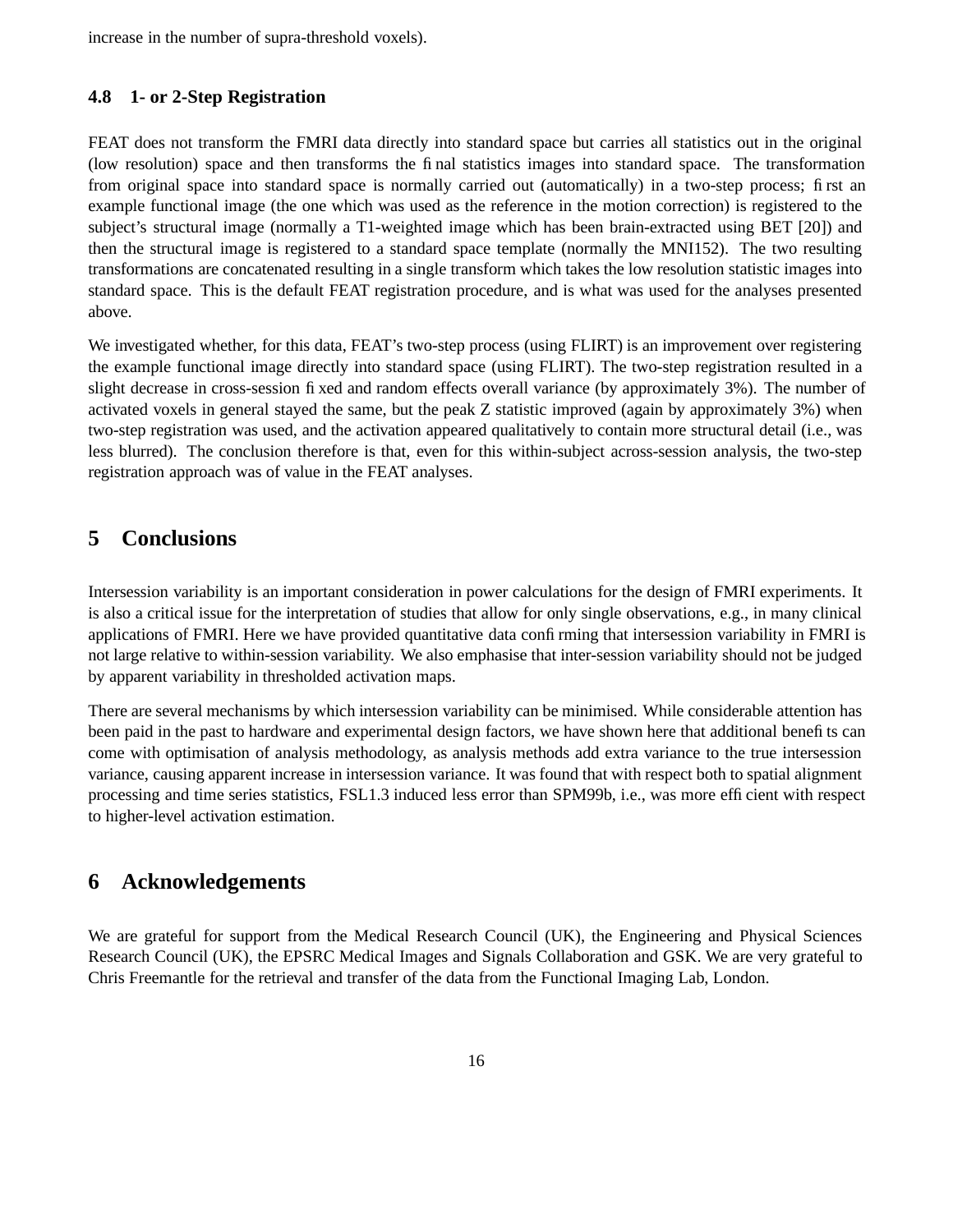increase in the number of supra-threshold voxels).

### 4.8 1- or 2-Step Registration

FEAT does not transform the FMRI data directly into standard space but carries all statistics out in the original (low resolution) space and then transforms the final statistics images into standard space. The transformation from original space into standard space is normally carried out (automatically) in a two-step process; first an example functional image (the one which was used as the reference in the motion correction) is registered to the subject's structural image (normally a T1-weighted image which has been brain-extracted using BET [20]) and then the structural image is registered to a standard space template (normally the MNI152). The two resulting transformations are concatenated resulting in a single transform which takes the low resolution statistic images into standard space. This is the default FEAT registration procedure, and is what was used for the analyses presented above.

We investigated whether, for this data, FEAT's two-step process (using FLIRT) is an improvement over registering the example functional image directly into standard space (using FLIRT). The two-step registration resulted in a slight decrease in cross-session fixed and random effects overall variance (by approximately 3%). The number of activated voxels in general stayed the same, but the peak Z statistic improved (again by approximately 3%) when two-step registration was used, and the activation appeared qualitatively to contain more structural detail (i.e., was less blurred). The conclusion therefore is that, even for this within-subject across-session analysis, the two-step registration approach was of value in the FEAT analyses.

## 5 Conclusions

Intersession variability is an important consideration in power calculations for the design of FMRI experiments. It is also a critical issue for the interpretation of studies that allow for only single observations, e.g., in many clinical applications of FMRI. Here we have provided quantitative data confirming that intersession variability in FMRI is not large relative to within-session variability. We also emphasise that inter-session variability should not be judged by apparent variability in thresholded activation maps.

There are several mechanisms by which intersession variability can be minimised. While considerable attention has been paid in the past to hardware and experimental design factors, we have shown here that additional benefits can come with optimisation of analysis methodology, as analysis methods add extra variance to the true intersession variance, causing apparent increase in intersession variance. It was found that with respect both to spatial alignment processing and time series statistics, FSL1.3 induced less error than SPM99b, i.e., was more efficient with respect to higher-level activation estimation.

## 6 Acknowledgements

We are grateful for support from the Medical Research Council (UK), the Engineering and Physical Sciences Research Council (UK), the EPSRC Medical Images and Signals Collaboration and GSK. We are very grateful to Chris Freemantle for the retrieval and transfer of the data from the Functional Imaging Lab, London.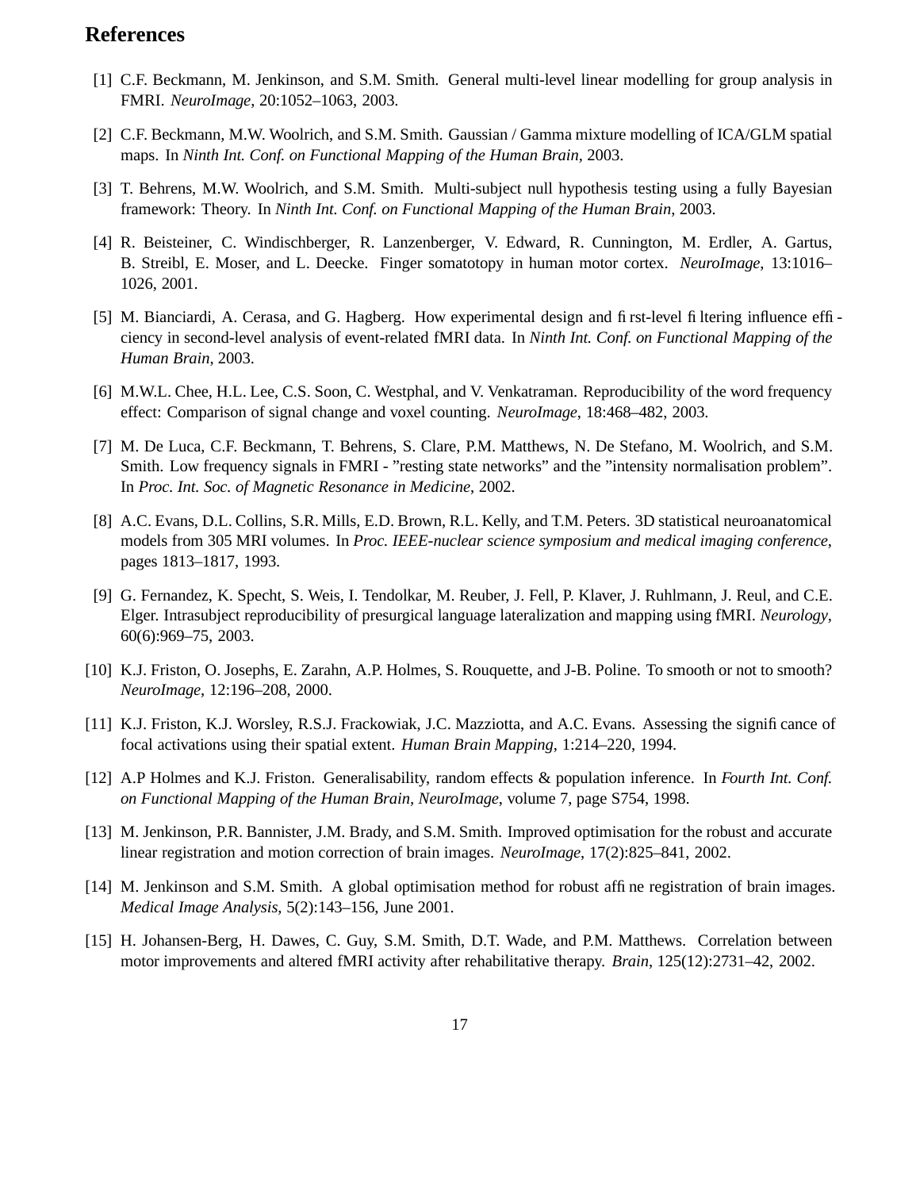## References

[1] C.F. Beckmann, M. Jenkinson, and S.M. Smith. General multi-level linear modelling for group analysis in FMRI. *NeuroImage*, 20:1052–1063, 2003.

[2] C.F. Beckmann, M.W. Woolrich, and S.M. Smith. Gaussian / Gamma mixture modelling of ICA/GLM spatial maps. In *Ninth Int. Conf. on Functional Mapping of the Human Brain*, 2003.

[3] T. Behrens, M.W. Woolrich, and S.M. Smith. Multi-subject null hypothesis testing using a fully Bayesian framework: Theory. In *Ninth Int. Conf. on Functional Mapping of the Human Brain*, 2003.

[4] R. Beisteiner, C. Windischberger, R. Lanzenberger, V. Edward, R. Cunnington, M. Erdler, A. Gartus, B. Streibl, E. Moser, and L. Deecke. Finger somatotopy in human motor cortex. *NeuroImage*, 13:1016–1026, 2001.

[5] M. Bianciardi, A. Cerasa, and G. Hagberg. How experimental design and first-level filtering influence efficiency in second-level analysis of event-related fMRI data. In *Ninth Int. Conf. on Functional Mapping of the Human Brain*, 2003.

[6] M.W.L. Chee, H.L. Lee, C.S. Soon, C. Westphal, and V. Venkatraman. Reproducibility of the word frequency effect: Comparison of signal change and voxel counting. *NeuroImage*, 18:468–482, 2003.

[7] M. De Luca, C.F. Beckmann, T. Behrens, S. Clare, P.M. Matthews, N. De Stefano, M. Woolrich, and S.M. Smith. Low frequency signals in FMRI - "resting state networks" and the "intensity normalisation problem". In *Proc. Int. Soc. of Magnetic Resonance in Medicine*, 2002.

[8] A.C. Evans, D.L. Collins, S.R. Mills, E.D. Brown, R.L. Kelly, and T.M. Peters. 3D statistical neuroanatomical models from 305 MRI volumes. In *Proc. IEEE-nuclear science symposium and medical imaging conference*, pages 1813–1817, 1993.

[9] G. Fernandez, K. Specht, S. Weis, I. Tendolkar, M. Reuber, J. Fell, P. Klaver, J. Ruhlmann, J. Reul, and C.E. Elger. Intrasubject reproducibility of presurgical language lateralization and mapping using fMRI. *Neurology*, 60(6):969–75, 2003.

[10] K.J. Friston, O. Josephs, E. Zarahn, A.P. Holmes, S. Rouquette, and J-B. Poline. To smooth or not to smooth? *NeuroImage*, 12:196–208, 2000.

[11] K.J. Friston, K.J. Worsley, R.S.J. Frackowiak, J.C. Mazziotta, and A.C. Evans. Assessing the significance of focal activations using their spatial extent. *Human Brain Mapping*, 1:214–220, 1994.

[12] A.P Holmes and K.J. Friston. Generalisability, random effects & population inference. In *Fourth Int. Conf. on Functional Mapping of the Human Brain, NeuroImage*, volume 7, page S754, 1998.

[13] M. Jenkinson, P.R. Bannister, J.M. Brady, and S.M. Smith. Improved optimisation for the robust and accurate linear registration and motion correction of brain images. *NeuroImage*, 17(2):825–841, 2002.

[14] M. Jenkinson and S.M. Smith. A global optimisation method for robust affine registration of brain images. *Medical Image Analysis*, 5(2):143–156, June 2001.

[15] H. Johansen-Berg, H. Dawes, C. Guy, S.M. Smith, D.T. Wade, and P.M. Matthews. Correlation between motor improvements and altered fMRI activity after rehabilitative therapy. *Brain*, 125(12):2731–42, 2002.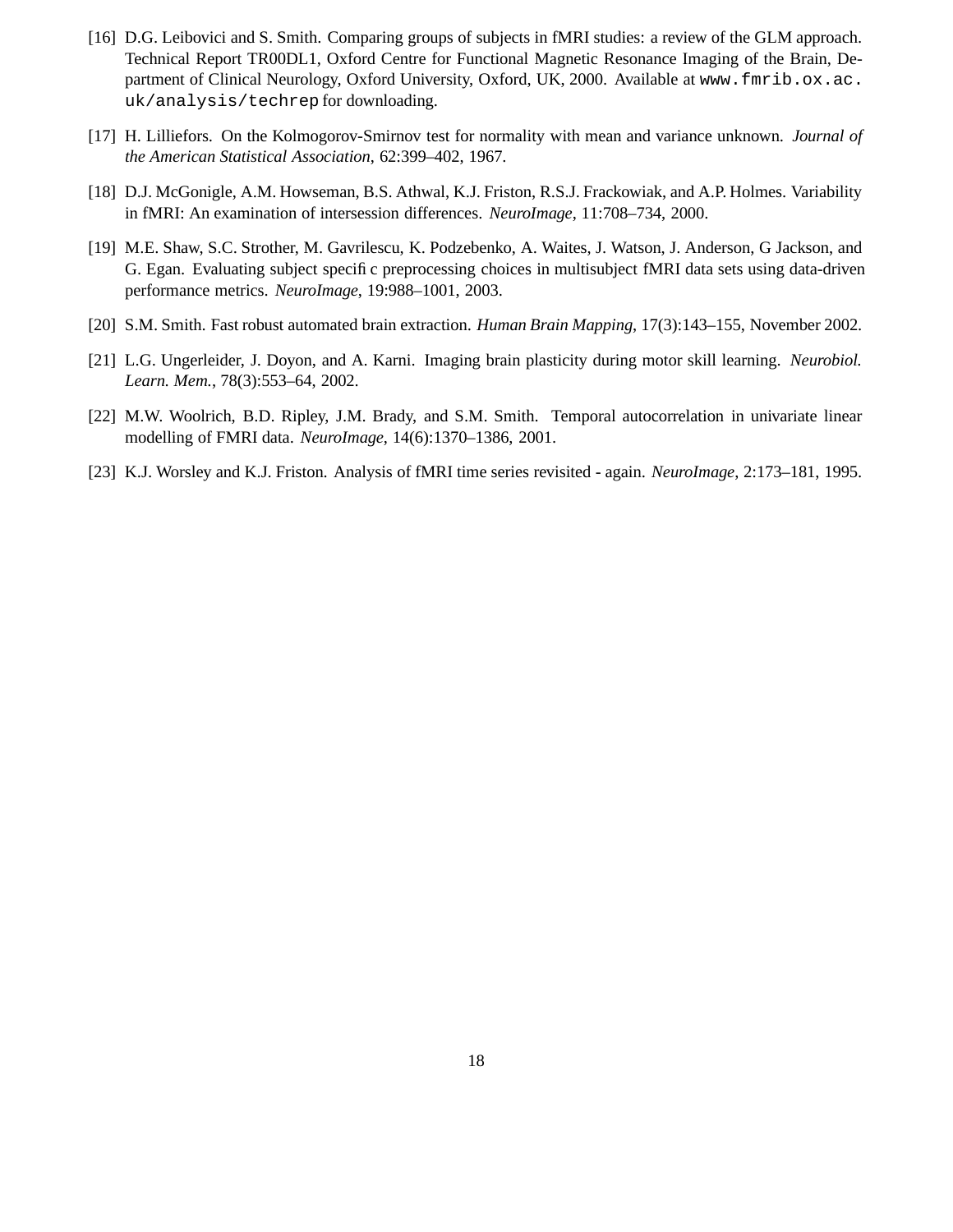[16] D.G. Leibovici and S. Smith. Comparing groups of subjects in fMRI studies: a review of the GLM approach. Technical Report TR00DL1, Oxford Centre for Functional Magnetic Resonance Imaging of the Brain, Department of Clinical Neurology, Oxford University, Oxford, UK, 2000. Available at `www.fmrib.ox.ac.uk/analysis/techrep` for downloading.

[17] H. Lilliefors. On the Kolmogorov-Smirnov test for normality with mean and variance unknown. *Journal of the American Statistical Association*, 62:399–402, 1967.

[18] D.J. McGonigle, A.M. Howseman, B.S. Athwal, K.J. Friston, R.S.J. Frackowiak, and A.P. Holmes. Variability in fMRI: An examination of intersession differences. *NeuroImage*, 11:708–734, 2000.

[19] M.E. Shaw, S.C. Strother, M. Gavrilescu, K. Podzebenko, A. Waites, J. Watson, J. Anderson, G Jackson, and G. Egan. Evaluating subject specific preprocessing choices in multisubject fMRI data sets using data-driven performance metrics. *NeuroImage*, 19:988–1001, 2003.

[20] S.M. Smith. Fast robust automated brain extraction. *Human Brain Mapping*, 17(3):143–155, November 2002.

[21] L.G. Ungerleider, J. Doyon, and A. Karni. Imaging brain plasticity during motor skill learning. *Neurobiol. Learn. Mem.*, 78(3):553–64, 2002.

[22] M.W. Woolrich, B.D. Ripley, J.M. Brady, and S.M. Smith. Temporal autocorrelation in univariate linear modelling of FMRI data. *NeuroImage*, 14(6):1370–1386, 2001.

[23] K.J. Worsley and K.J. Friston. Analysis of fMRI time series revisited - again. *NeuroImage*, 2:173–181, 1995.